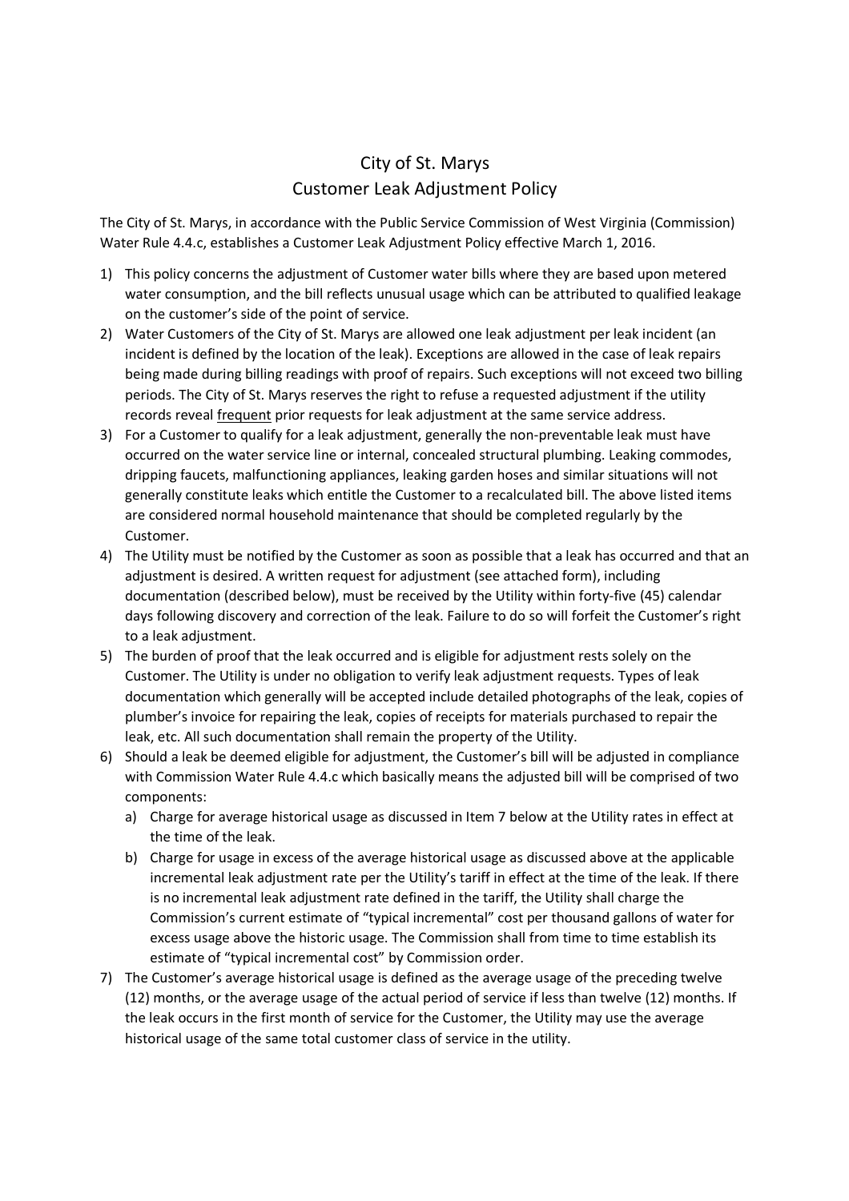# City of St. Marys
## Customer Leak Adjustment Policy

The City of St. Marys, in accordance with the Public Service Commission of West Virginia (Commission) Water Rule 4.4.c, establishes a Customer Leak Adjustment Policy effective March 1, 2016.

1) This policy concerns the adjustment of Customer water bills where they are based upon metered water consumption, and the bill reflects unusual usage which can be attributed to qualified leakage on the customer's side of the point of service.
2) Water Customers of the City of St. Marys are allowed one leak adjustment per leak incident (an incident is defined by the location of the leak). Exceptions are allowed in the case of leak repairs being made during billing readings with proof of repairs. Such exceptions will not exceed two billing periods. The City of St. Marys reserves the right to refuse a requested adjustment if the utility records reveal <u>frequent</u> prior requests for leak adjustment at the same service address.
3) For a Customer to qualify for a leak adjustment, generally the non-preventable leak must have occurred on the water service line or internal, concealed structural plumbing. Leaking commodes, dripping faucets, malfunctioning appliances, leaking garden hoses and similar situations will not generally constitute leaks which entitle the Customer to a recalculated bill. The above listed items are considered normal household maintenance that should be completed regularly by the Customer.
4) The Utility must be notified by the Customer as soon as possible that a leak has occurred and that an adjustment is desired. A written request for adjustment (see attached form), including documentation (described below), must be received by the Utility within forty-five (45) calendar days following discovery and correction of the leak. Failure to do so will forfeit the Customer's right to a leak adjustment.
5) The burden of proof that the leak occurred and is eligible for adjustment rests solely on the Customer. The Utility is under no obligation to verify leak adjustment requests. Types of leak documentation which generally will be accepted include detailed photographs of the leak, copies of plumber's invoice for repairing the leak, copies of receipts for materials purchased to repair the leak, etc. All such documentation shall remain the property of the Utility.
6) Should a leak be deemed eligible for adjustment, the Customer's bill will be adjusted in compliance with Commission Water Rule 4.4.c which basically means the adjusted bill will be comprised of two components:
   a) Charge for average historical usage as discussed in Item 7 below at the Utility rates in effect at the time of the leak.
   b) Charge for usage in excess of the average historical usage as discussed above at the applicable incremental leak adjustment rate per the Utility's tariff in effect at the time of the leak. If there is no incremental leak adjustment rate defined in the tariff, the Utility shall charge the Commission's current estimate of "typical incremental" cost per thousand gallons of water for excess usage above the historic usage. The Commission shall from time to time establish its estimate of "typical incremental cost" by Commission order.
7) The Customer's average historical usage is defined as the average usage of the preceding twelve (12) months, or the average usage of the actual period of service if less than twelve (12) months. If the leak occurs in the first month of service for the Customer, the Utility may use the average historical usage of the same total customer class of service in the utility.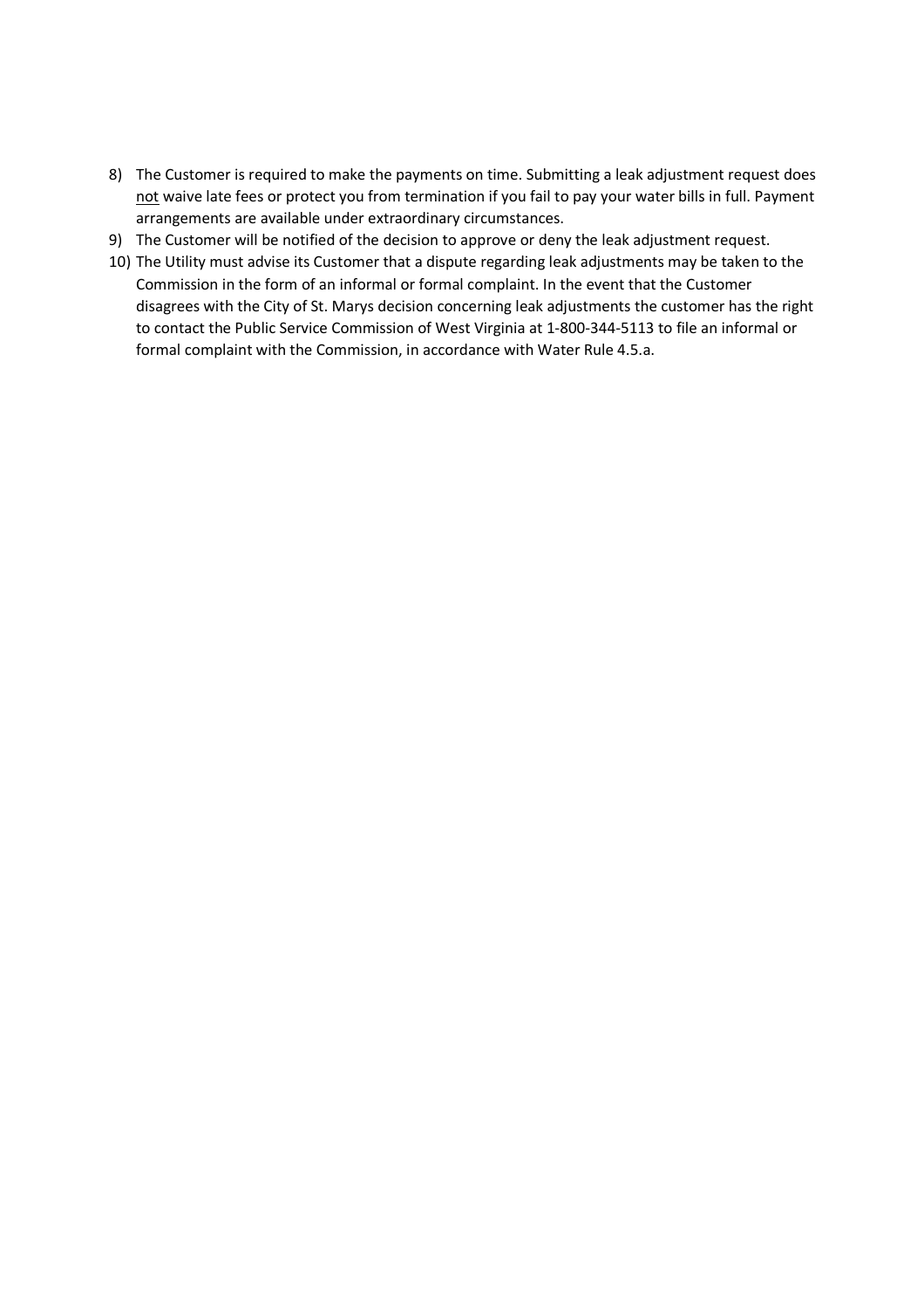8) The Customer is required to make the payments on time. Submitting a leak adjustment request does <u>not</u> waive late fees or protect you from termination if you fail to pay your water bills in full. Payment arrangements are available under extraordinary circumstances.
9) The Customer will be notified of the decision to approve or deny the leak adjustment request.
10) The Utility must advise its Customer that a dispute regarding leak adjustments may be taken to the Commission in the form of an informal or formal complaint. In the event that the Customer disagrees with the City of St. Marys decision concerning leak adjustments the customer has the right to contact the Public Service Commission of West Virginia at 1-800-344-5113 to file an informal or formal complaint with the Commission, in accordance with Water Rule 4.5.a.